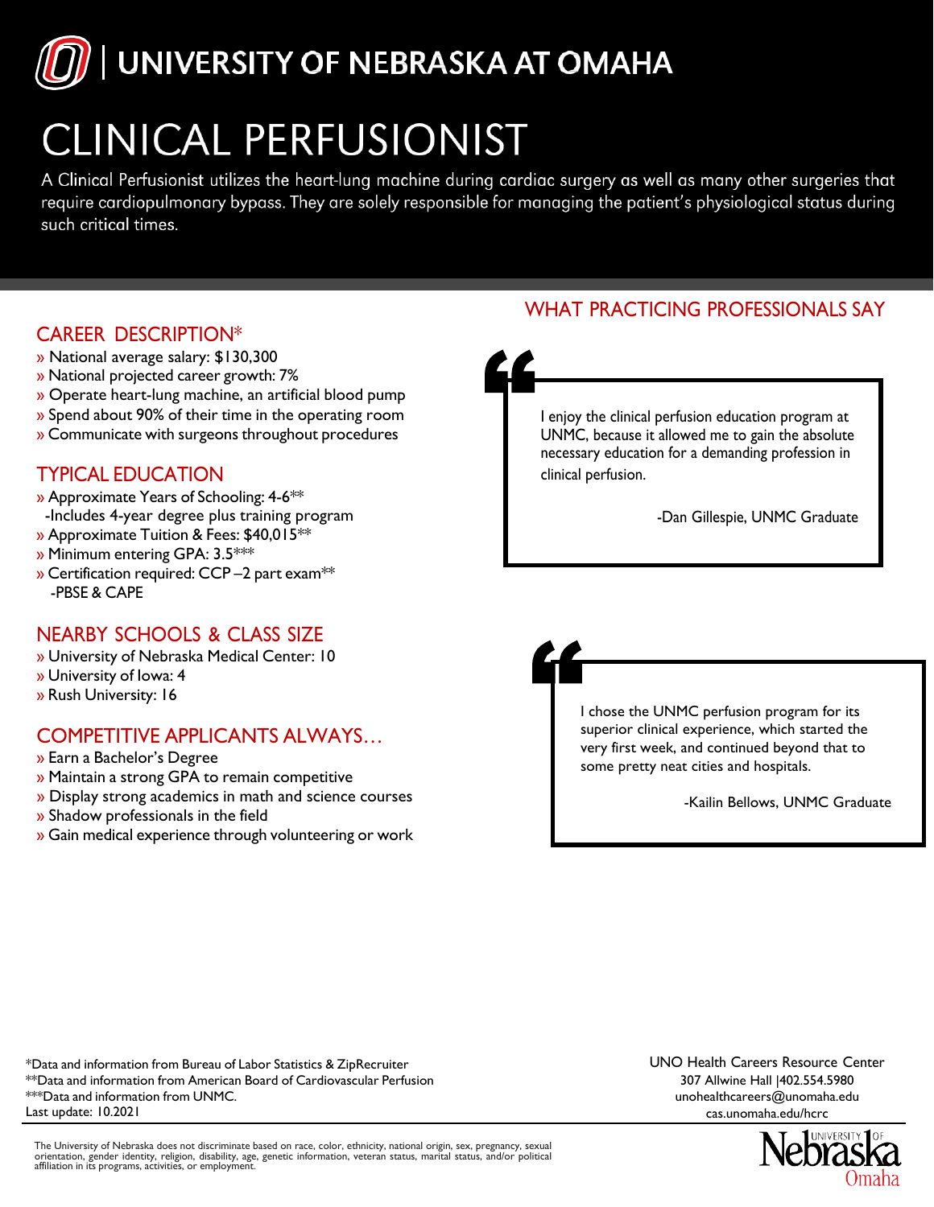# UNIVERSITY OF NEBRASKA AT OMAHA

# CLINICAL PERFUSIONIST

A Clinical Perfusionist utilizes the heart-lung machine during cardiac surgery as well as many other surgeries that require cardiopulmonary bypass. They are solely responsible for managing the patient's physiological status during such critical times.

## CAREER DESCRIPTION*

» National average salary: $130,300
» National projected career growth: 7%
» Operate heart-lung machine, an artificial blood pump
» Spend about 90% of their time in the operating room
» Communicate with surgeons throughout procedures

## TYPICAL EDUCATION

» Approximate Years of Schooling: 4-6**
 -Includes 4-year degree plus training program
» Approximate Tuition & Fees: $40,015**
» Minimum entering GPA: 3.5***
» Certification required: CCP –2 part exam**
 -PBSE & CAPE

## NEARBY SCHOOLS & CLASS SIZE

» University of Nebraska Medical Center: 10
» University of Iowa: 4
» Rush University: 16

## COMPETITIVE APPLICANTS ALWAYS…

» Earn a Bachelor's Degree
» Maintain a strong GPA to remain competitive
» Display strong academics in math and science courses
» Shadow professionals in the field
» Gain medical experience through volunteering or work

## WHAT PRACTICING PROFESSIONALS SAY

> I enjoy the clinical perfusion education program at UNMC, because it allowed me to gain the absolute necessary education for a demanding profession in clinical perfusion.
>
> -Dan Gillespie, UNMC Graduate

> I chose the UNMC perfusion program for its superior clinical experience, which started the very first week, and continued beyond that to some pretty neat cities and hospitals.
>
> -Kailin Bellows, UNMC Graduate

*Data and information from Bureau of Labor Statistics & ZipRecruiter
**Data and information from American Board of Cardiovascular Perfusion
***Data and information from UNMC.
Last update: 10.2021

UNO Health Careers Resource Center
307 Allwine Hall |402.554.5980
unohealthcareers@unomaha.edu
cas.unomaha.edu/hcrc

The University of Nebraska does not discriminate based on race, color, ethnicity, national origin, sex, pregnancy, sexual orientation, gender identity, religion, disability, age, genetic information, veteran status, marital status, and/or political affiliation in its programs, activities, or employment.

University of Nebraska Omaha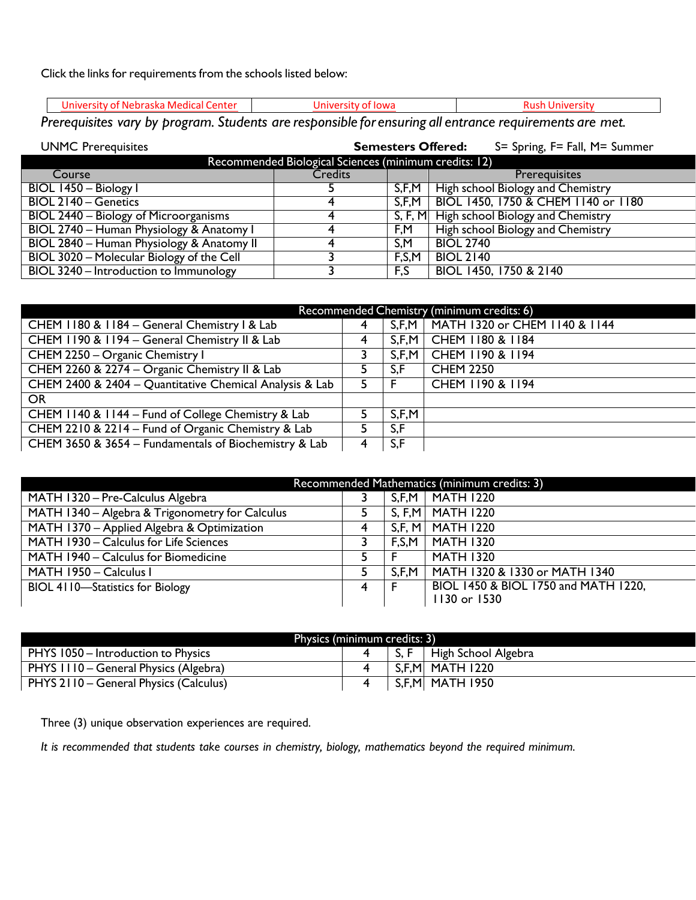Click the links for requirements from the schools listed below:

| University of Nebraska Medical Center | University of Iowa | Rush University |
|---|---|---|

*Prerequisites vary by program. Students are responsible for ensuring all entrance requirements are met.*

UNMC Prerequisites **Semesters Offered:** S= Spring, F= Fall, M= Summer

| Recommended Biological Sciences (minimum credits: 12) | | | |
|---|---|---|---|
| Course | Credits | | Prerequisites |
| BIOL 1450 – Biology I | 5 | S,F,M | High school Biology and Chemistry |
| BIOL 2140 – Genetics | 4 | S,F,M | BIOL 1450, 1750 & CHEM 1140 or 1180 |
| BIOL 2440 – Biology of Microorganisms | 4 | S, F, M | High school Biology and Chemistry |
| BIOL 2740 – Human Physiology & Anatomy I | 4 | F,M | High school Biology and Chemistry |
| BIOL 2840 – Human Physiology & Anatomy II | 4 | S,M | BIOL 2740 |
| BIOL 3020 – Molecular Biology of the Cell | 3 | F,S,M | BIOL 2140 |
| BIOL 3240 – Introduction to Immunology | 3 | F,S | BIOL 1450, 1750 & 2140 |

| Recommended Chemistry (minimum credits: 6) | | | |
|---|---|---|---|
| CHEM 1180 & 1184 – General Chemistry I & Lab | 4 | S,F,M | MATH 1320 or CHEM 1140 & 1144 |
| CHEM 1190 & 1194 – General Chemistry II & Lab | 4 | S,F,M | CHEM 1180 & 1184 |
| CHEM 2250 – Organic Chemistry I | 3 | S,F,M | CHEM 1190 & 1194 |
| CHEM 2260 & 2274 – Organic Chemistry II & Lab | 5 | S,F | CHEM 2250 |
| CHEM 2400 & 2404 – Quantitative Chemical Analysis & Lab | 5 | F | CHEM 1190 & 1194 |
| OR | | | |
| CHEM 1140 & 1144 – Fund of College Chemistry & Lab | 5 | S,F,M | |
| CHEM 2210 & 2214 – Fund of Organic Chemistry & Lab | 5 | S,F | |
| CHEM 3650 & 3654 – Fundamentals of Biochemistry & Lab | 4 | S,F | |

| Recommended Mathematics (minimum credits: 3) | | | |
|---|---|---|---|
| MATH 1320 – Pre-Calculus Algebra | 3 | S,F,M | MATH 1220 |
| MATH 1340 – Algebra & Trigonometry for Calculus | 5 | S, F,M | MATH 1220 |
| MATH 1370 – Applied Algebra & Optimization | 4 | S,F, M | MATH 1220 |
| MATH 1930 – Calculus for Life Sciences | 3 | F,S,M | MATH 1320 |
| MATH 1940 – Calculus for Biomedicine | 5 | F | MATH 1320 |
| MATH 1950 – Calculus I | 5 | S,F,M | MATH 1320 & 1330 or MATH 1340 |
| BIOL 4110—Statistics for Biology | 4 | F | BIOL 1450 & BIOL 1750 and MATH 1220, 1130 or 1530 |

| Physics (minimum credits: 3) | | | |
|---|---|---|---|
| PHYS 1050 – Introduction to Physics | 4 | S, F | High School Algebra |
| PHYS 1110 – General Physics (Algebra) | 4 | S,F,M | MATH 1220 |
| PHYS 2110 – General Physics (Calculus) | 4 | S,F,M | MATH 1950 |

Three (3) unique observation experiences are required.

*It is recommended that students take courses in chemistry, biology, mathematics beyond the required minimum.*